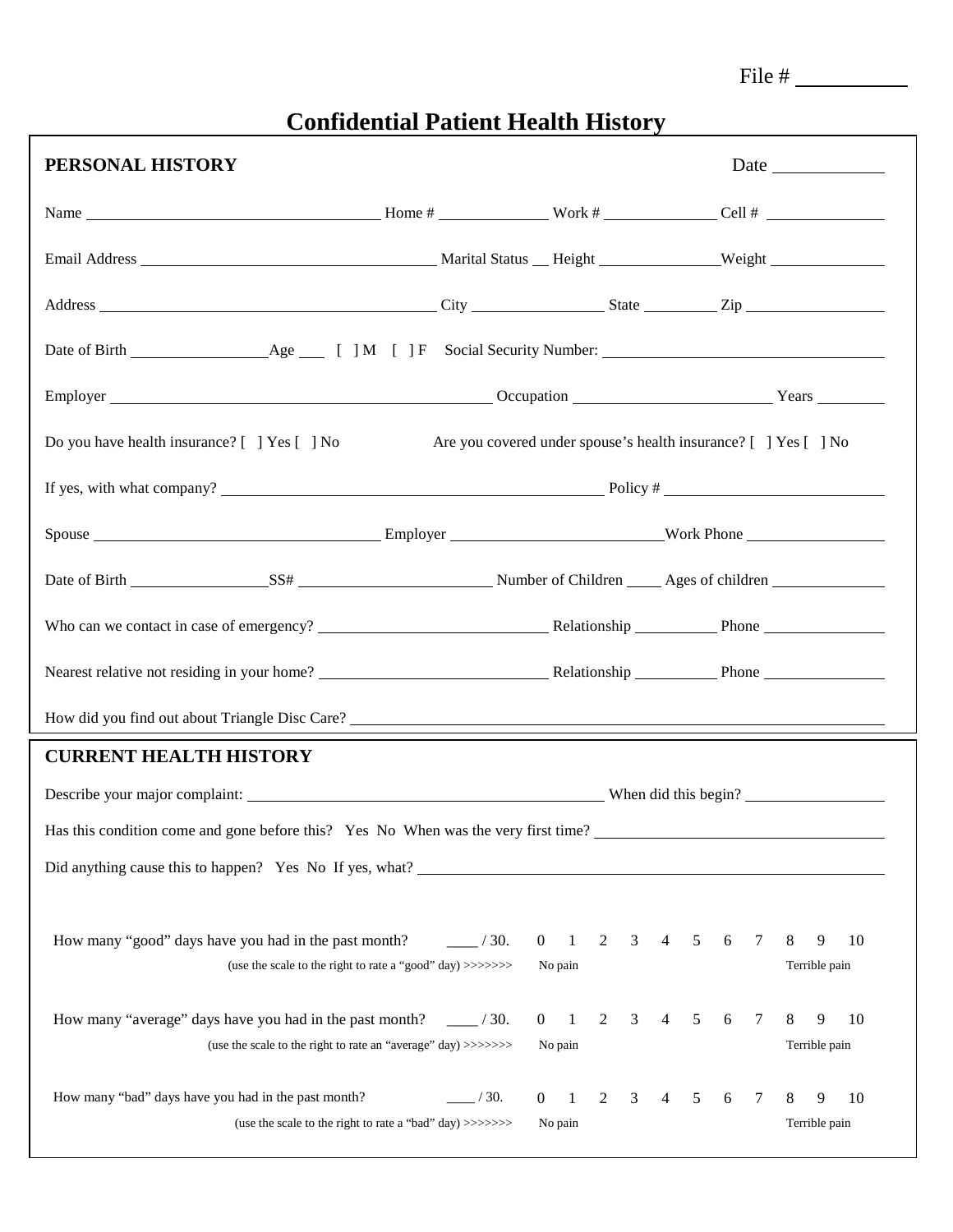File # __________

# Confidential Patient Health History

## PERSONAL HISTORY

Date ____________

Name ______________________________ Home # ____________ Work # ____________ Cell # ____________

Email Address ______________________________ Marital Status __ Height ____________ Weight ____________

Address ______________________________ City ____________ State ________ Zip ____________

Date of Birth ______________ Age ___ [ ] M [ ] F Social Security Number: ______________________________

Employer ______________________________ Occupation ____________________ Years ________

Do you have health insurance? [ ] Yes [ ] No Are you covered under spouse's health insurance? [ ] Yes [ ] No

If yes, with what company? ______________________________ Policy # ____________________

Spouse ______________________________ Employer ____________________ Work Phone ______________

Date of Birth ______________ SS# ____________________ Number of Children ____ Ages of children ____________

Who can we contact in case of emergency? ____________________ Relationship ________ Phone ____________

Nearest relative not residing in your home? ____________________ Relationship ________ Phone ____________

How did you find out about Triangle Disc Care? ______________________________________________

## CURRENT HEALTH HISTORY

Describe your major complaint: ______________________________ When did this begin? ______________

Has this condition come and gone before this? Yes No When was the very first time? ______________________________

Did anything cause this to happen? Yes No If yes, what? ______________________________________________

How many "good" days have you had in the past month? ____ / 30. 0 1 2 3 4 5 6 7 8 9 10
(use the scale to the right to rate a "good" day) >>>>>>> No pain Terrible pain

How many "average" days have you had in the past month? ____ / 30. 0 1 2 3 4 5 6 7 8 9 10
(use the scale to the right to rate an "average" day) >>>>>>> No pain Terrible pain

How many "bad" days have you had in the past month? ____ / 30. 0 1 2 3 4 5 6 7 8 9 10
(use the scale to the right to rate a "bad" day) >>>>>>> No pain Terrible pain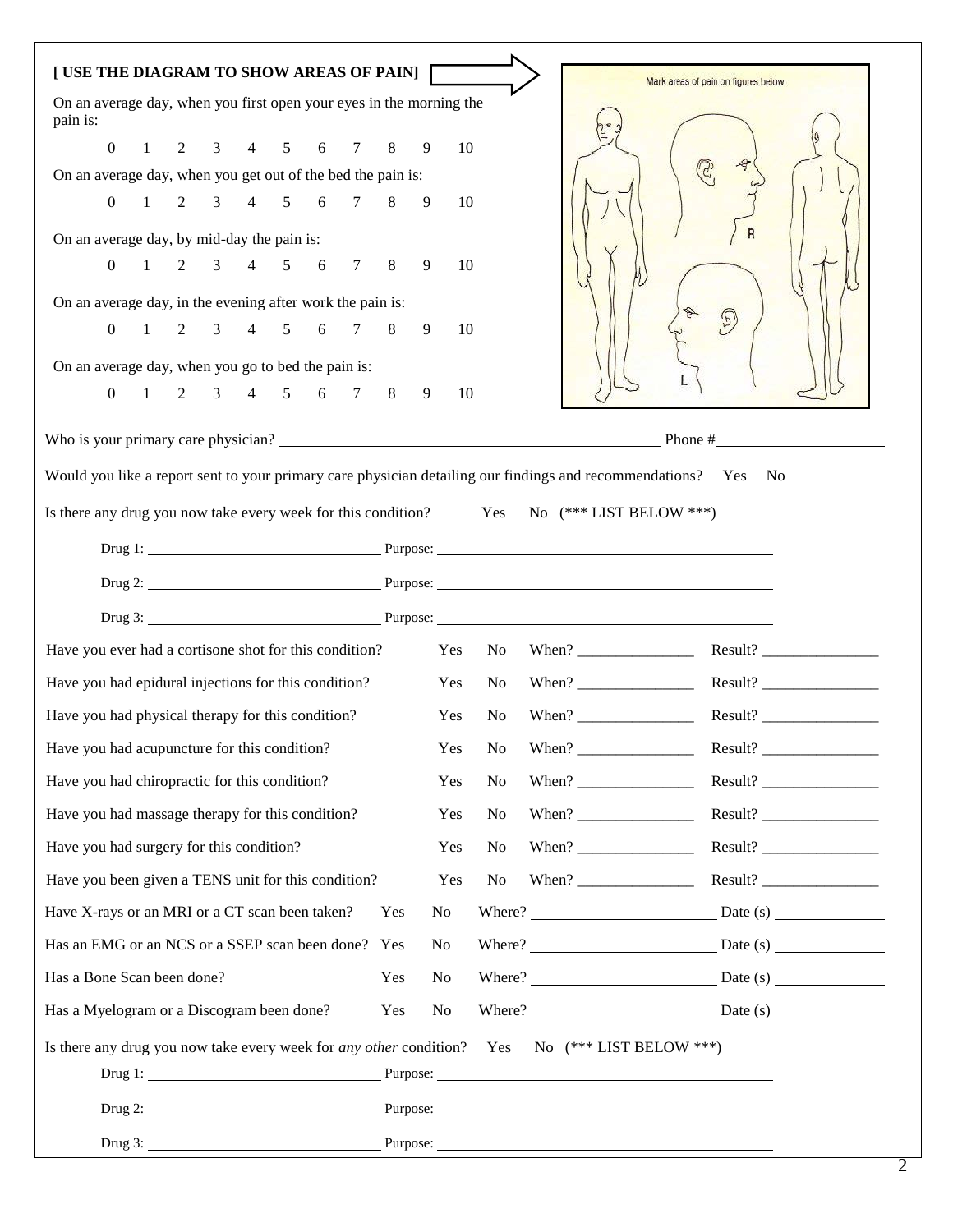**[ USE THE DIAGRAM TO SHOW AREAS OF PAIN]**

Mark areas of pain on figures below

On an average day, when you first open your eyes in the morning the pain is:

0 1 2 3 4 5 6 7 8 9 10

On an average day, when you get out of the bed the pain is:

0 1 2 3 4 5 6 7 8 9 10

On an average day, by mid-day the pain is:

0 1 2 3 4 5 6 7 8 9 10

On an average day, in the evening after work the pain is:

0 1 2 3 4 5 6 7 8 9 10

On an average day, when you go to bed the pain is:

0 1 2 3 4 5 6 7 8 9 10

Who is your primary care physician? ______________________________ Phone #______________

Would you like a report sent to your primary care physician detailing our findings and recommendations? Yes No

Is there any drug you now take every week for this condition? Yes No (*** LIST BELOW ***)

Drug 1: ______________________ Purpose: ______________________________

Drug 2: ______________________ Purpose: ______________________________

Drug 3: ______________________ Purpose: ______________________________

| | | | | |
|---|---|---|---|---|
| Have you ever had a cortisone shot for this condition? | Yes | No | When? ___________ | Result? ___________ |
| Have you had epidural injections for this condition? | Yes | No | When? ___________ | Result? ___________ |
| Have you had physical therapy for this condition? | Yes | No | When? ___________ | Result? ___________ |
| Have you had acupuncture for this condition? | Yes | No | When? ___________ | Result? ___________ |
| Have you had chiropractic for this condition? | Yes | No | When? ___________ | Result? ___________ |
| Have you had massage therapy for this condition? | Yes | No | When? ___________ | Result? ___________ |
| Have you had surgery for this condition? | Yes | No | When? ___________ | Result? ___________ |
| Have you been given a TENS unit for this condition? | Yes | No | When? ___________ | Result? ___________ |

| | | | | |
|---|---|---|---|---|
| Have X-rays or an MRI or a CT scan been taken? | Yes | No | Where? ______________ | Date (s) ___________ |
| Has an EMG or an NCS or a SSEP scan been done? | Yes | No | Where? ______________ | Date (s) ___________ |
| Has a Bone Scan been done? | Yes | No | Where? ______________ | Date (s) ___________ |
| Has a Myelogram or a Discogram been done? | Yes | No | Where? ______________ | Date (s) ___________ |

Is there any drug you now take every week for *any other* condition? Yes No (*** LIST BELOW ***)

Drug 1: ______________________ Purpose: ______________________________

Drug 2: ______________________ Purpose: ______________________________

Drug 3: ______________________ Purpose: ______________________________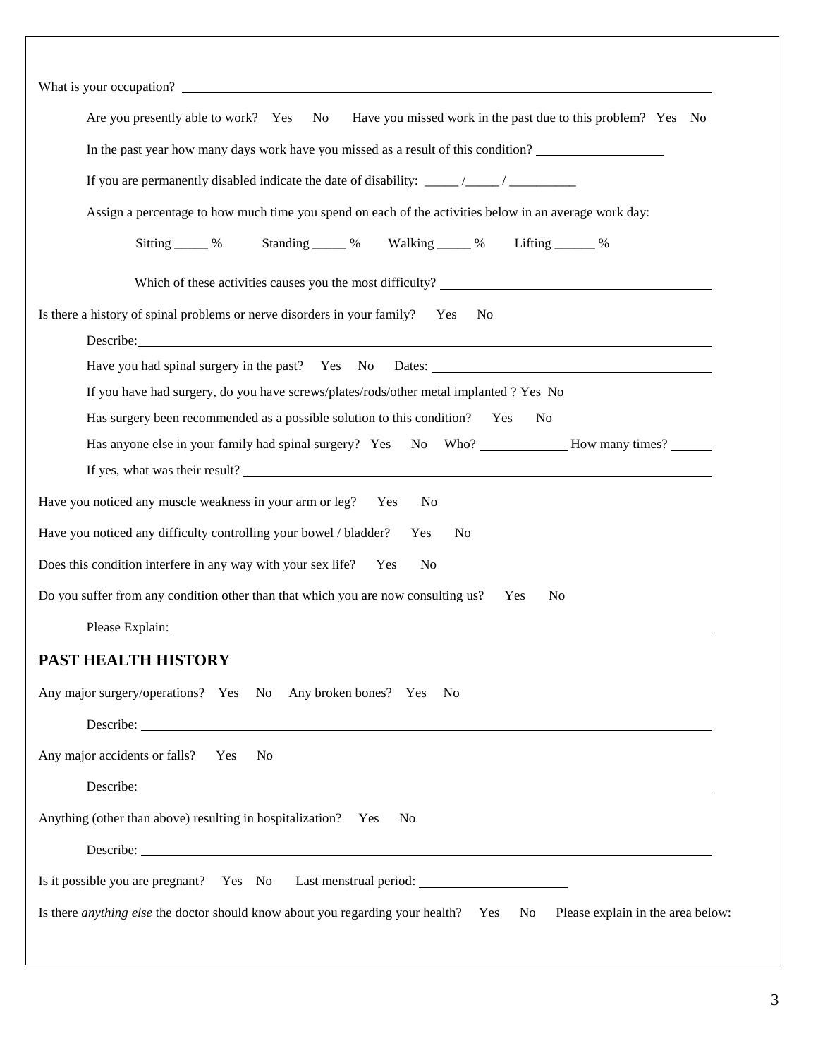What is your occupation? ______________________________________________

Are you presently able to work? Yes No Have you missed work in the past due to this problem? Yes No

In the past year how many days work have you missed as a result of this condition? ______________

If you are permanently disabled indicate the date of disability: _____ /_____ / _________

Assign a percentage to how much time you spend on each of the activities below in an average work day:

Sitting _____ % Standing _____ % Walking _____ % Lifting ______ %

Which of these activities causes you the most difficulty? ______________________________

Is there a history of spinal problems or nerve disorders in your family? Yes No

Describe: ______________________________________________

Have you had spinal surgery in the past? Yes No Dates: ______________________________

If you have had surgery, do you have screws/plates/rods/other metal implanted ? Yes No

Has surgery been recommended as a possible solution to this condition? Yes No

Has anyone else in your family had spinal surgery? Yes No Who? ____________ How many times? ______

If yes, what was their result? ______________________________________________

Have you noticed any muscle weakness in your arm or leg? Yes No

Have you noticed any difficulty controlling your bowel / bladder? Yes No

Does this condition interfere in any way with your sex life? Yes No

Do you suffer from any condition other than that which you are now consulting us? Yes No

Please Explain: ______________________________________________

## PAST HEALTH HISTORY

Any major surgery/operations? Yes No Any broken bones? Yes No

Describe: ______________________________________________

Any major accidents or falls? Yes No

Describe: ______________________________________________

Anything (other than above) resulting in hospitalization? Yes No

Describe: ______________________________________________

Is it possible you are pregnant? Yes No Last menstrual period: ____________________

Is there *anything else* the doctor should know about you regarding your health? Yes No Please explain in the area below: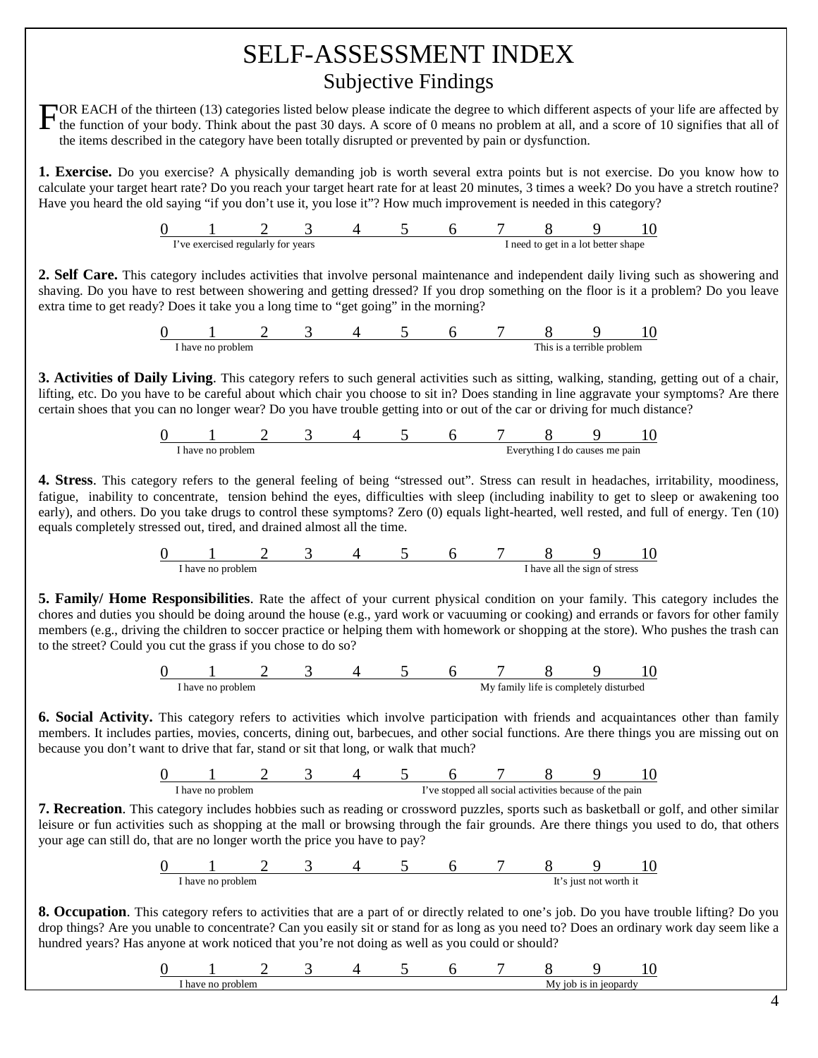# SELF-ASSESSMENT INDEX

## Subjective Findings

FOR EACH of the thirteen (13) categories listed below please indicate the degree to which different aspects of your life are affected by the function of your body. Think about the past 30 days. A score of 0 means no problem at all, and a score of 10 signifies that all of the items described in the category have been totally disrupted or prevented by pain or dysfunction.

**1. Exercise.** Do you exercise? A physically demanding job is worth several extra points but is not exercise. Do you know how to calculate your target heart rate? Do you reach your target heart rate for at least 20 minutes, 3 times a week? Do you have a stretch routine? Have you heard the old saying "if you don't use it, you lose it"? How much improvement is needed in this category?

0 1 2 3 4 5 6 7 8 9 10

I've exercised regularly for years — I need to get in a lot better shape

**2. Self Care.** This category includes activities that involve personal maintenance and independent daily living such as showering and shaving. Do you have to rest between showering and getting dressed? If you drop something on the floor is it a problem? Do you leave extra time to get ready? Does it take you a long time to "get going" in the morning?

0 1 2 3 4 5 6 7 8 9 10

I have no problem — This is a terrible problem

**3. Activities of Daily Living**. This category refers to such general activities such as sitting, walking, standing, getting out of a chair, lifting, etc. Do you have to be careful about which chair you choose to sit in? Does standing in line aggravate your symptoms? Are there certain shoes that you can no longer wear? Do you have trouble getting into or out of the car or driving for much distance?

0 1 2 3 4 5 6 7 8 9 10

I have no problem — Everything I do causes me pain

**4. Stress**. This category refers to the general feeling of being "stressed out". Stress can result in headaches, irritability, moodiness, fatigue, inability to concentrate, tension behind the eyes, difficulties with sleep (including inability to get to sleep or awakening too early), and others. Do you take drugs to control these symptoms? Zero (0) equals light-hearted, well rested, and full of energy. Ten (10) equals completely stressed out, tired, and drained almost all the time.

0 1 2 3 4 5 6 7 8 9 10

I have no problem — I have all the sign of stress

**5. Family/ Home Responsibilities**. Rate the affect of your current physical condition on your family. This category includes the chores and duties you should be doing around the house (e.g., yard work or vacuuming or cooking) and errands or favors for other family members (e.g., driving the children to soccer practice or helping them with homework or shopping at the store). Who pushes the trash can to the street? Could you cut the grass if you chose to do so?

0 1 2 3 4 5 6 7 8 9 10

I have no problem — My family life is completely disturbed

**6. Social Activity.** This category refers to activities which involve participation with friends and acquaintances other than family members. It includes parties, movies, concerts, dining out, barbecues, and other social functions. Are there things you are missing out on because you don't want to drive that far, stand or sit that long, or walk that much?

0 1 2 3 4 5 6 7 8 9 10

I have no problem — I've stopped all social activities because of the pain

**7. Recreation**. This category includes hobbies such as reading or crossword puzzles, sports such as basketball or golf, and other similar leisure or fun activities such as shopping at the mall or browsing through the fair grounds. Are there things you used to do, that others your age can still do, that are no longer worth the price you have to pay?

0 1 2 3 4 5 6 7 8 9 10

I have no problem — It's just not worth it

**8. Occupation**. This category refers to activities that are a part of or directly related to one's job. Do you have trouble lifting? Do you drop things? Are you unable to concentrate? Can you easily sit or stand for as long as you need to? Does an ordinary work day seem like a hundred years? Has anyone at work noticed that you're not doing as well as you could or should?

0 1 2 3 4 5 6 7 8 9 10

I have no problem — My job is in jeopardy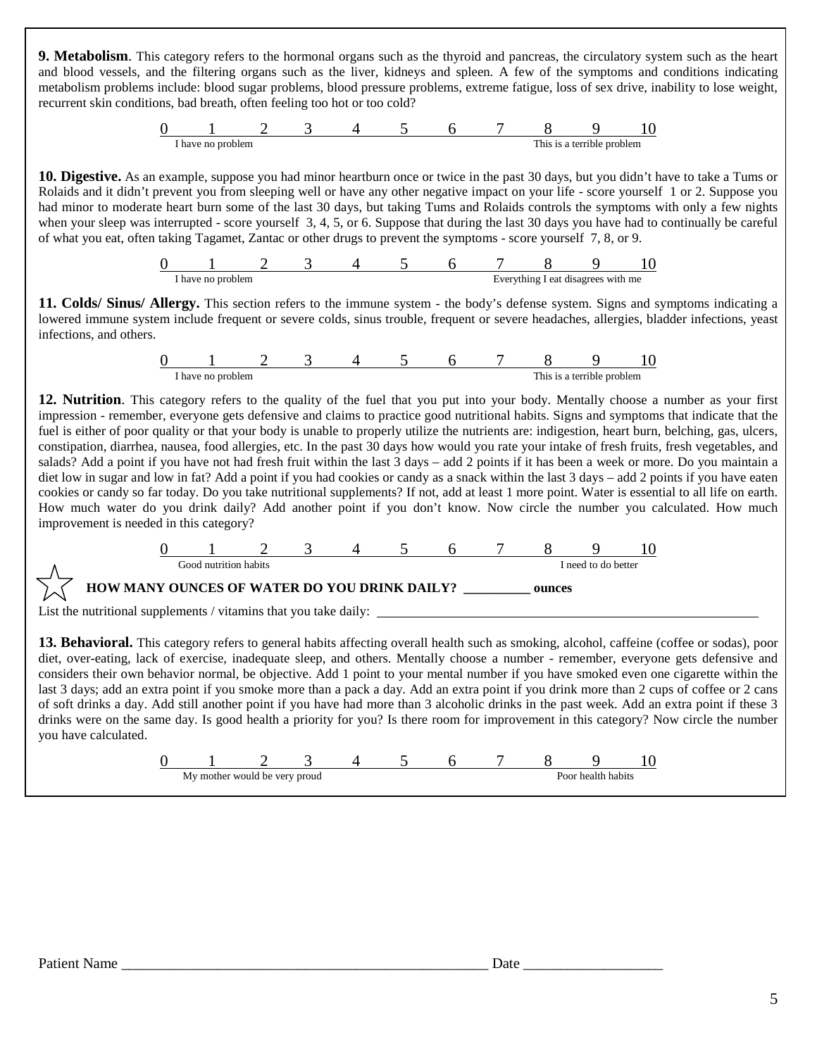**9. Metabolism**. This category refers to the hormonal organs such as the thyroid and pancreas, the circulatory system such as the heart and blood vessels, and the filtering organs such as the liver, kidneys and spleen. A few of the symptoms and conditions indicating metabolism problems include: blood sugar problems, blood pressure problems, extreme fatigue, loss of sex drive, inability to lose weight, recurrent skin conditions, bad breath, often feeling too hot or too cold?

0 1 2 3 4 5 6 7 8 9 10

I have no problem — This is a terrible problem

**10. Digestive.** As an example, suppose you had minor heartburn once or twice in the past 30 days, but you didn't have to take a Tums or Rolaids and it didn't prevent you from sleeping well or have any other negative impact on your life - score yourself 1 or 2. Suppose you had minor to moderate heart burn some of the last 30 days, but taking Tums and Rolaids controls the symptoms with only a few nights when your sleep was interrupted - score yourself 3, 4, 5, or 6. Suppose that during the last 30 days you have had to continually be careful of what you eat, often taking Tagamet, Zantac or other drugs to prevent the symptoms - score yourself 7, 8, or 9.

0 1 2 3 4 5 6 7 8 9 10

I have no problem — Everything I eat disagrees with me

**11. Colds/ Sinus/ Allergy.** This section refers to the immune system - the body's defense system. Signs and symptoms indicating a lowered immune system include frequent or severe colds, sinus trouble, frequent or severe headaches, allergies, bladder infections, yeast infections, and others.

0 1 2 3 4 5 6 7 8 9 10

I have no problem — This is a terrible problem

**12. Nutrition**. This category refers to the quality of the fuel that you put into your body. Mentally choose a number as your first impression - remember, everyone gets defensive and claims to practice good nutritional habits. Signs and symptoms that indicate that the fuel is either of poor quality or that your body is unable to properly utilize the nutrients are: indigestion, heart burn, belching, gas, ulcers, constipation, diarrhea, nausea, food allergies, etc. In the past 30 days how would you rate your intake of fresh fruits, fresh vegetables, and salads? Add a point if you have not had fresh fruit within the last 3 days – add 2 points if it has been a week or more. Do you maintain a diet low in sugar and low in fat? Add a point if you had cookies or candy as a snack within the last 3 days – add 2 points if you have eaten cookies or candy so far today. Do you take nutritional supplements? If not, add at least 1 more point. Water is essential to all life on earth. How much water do you drink daily? Add another point if you don't know. Now circle the number you calculated. How much improvement is needed in this category?

0 1 2 3 4 5 6 7 8 9 10

Good nutrition habits — I need to do better

☆ **HOW MANY OUNCES OF WATER DO YOU DRINK DAILY? __________ ounces**

List the nutritional supplements / vitamins that you take daily: ____________________________________________

**13. Behavioral.** This category refers to general habits affecting overall health such as smoking, alcohol, caffeine (coffee or sodas), poor diet, over-eating, lack of exercise, inadequate sleep, and others. Mentally choose a number - remember, everyone gets defensive and considers their own behavior normal, be objective. Add 1 point to your mental number if you have smoked even one cigarette within the last 3 days; add an extra point if you smoke more than a pack a day. Add an extra point if you drink more than 2 cups of coffee or 2 cans of soft drinks a day. Add still another point if you have had more than 3 alcoholic drinks in the past week. Add an extra point if these 3 drinks were on the same day. Is good health a priority for you? Is there room for improvement in this category? Now circle the number you have calculated.

0 1 2 3 4 5 6 7 8 9 10

My mother would be very proud — Poor health habits

Patient Name ____________________________________________________ Date ___________________